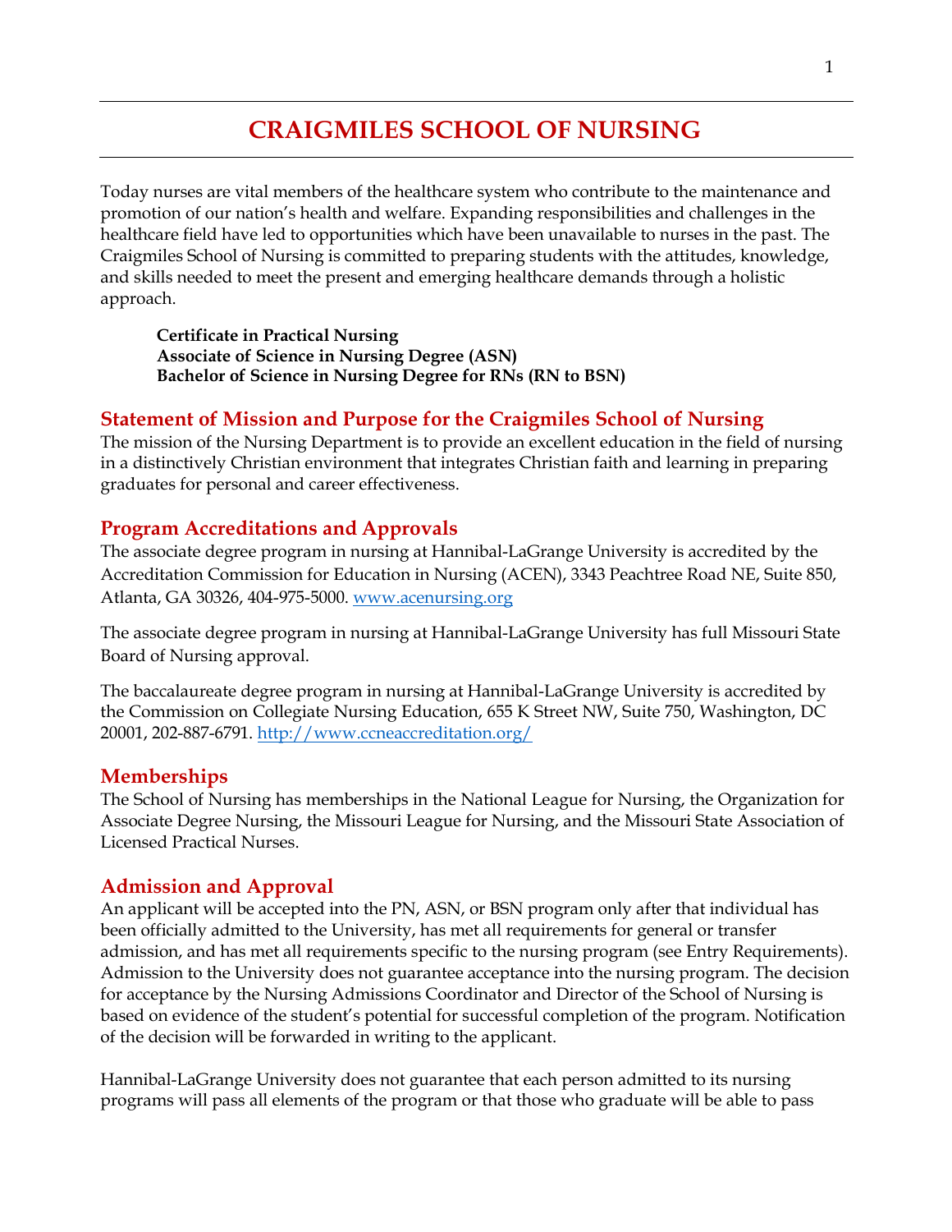# CRAIGMILES SCHOOL OF NURSING

Today nurses are vital members of the healthcare system who contribute to the maintenance and promotion of our nation's health and welfare. Expanding responsibilities and challenges in the healthcare field have led to opportunities which have been unavailable to nurses in the past. The Craigmiles School of Nursing is committed to preparing students with the attitudes, knowledge, and skills needed to meet the present and emerging healthcare demands through a holistic approach.

**Certificate in Practical Nursing**
**Associate of Science in Nursing Degree (ASN)**
**Bachelor of Science in Nursing Degree for RNs (RN to BSN)**

## Statement of Mission and Purpose for the Craigmiles School of Nursing

The mission of the Nursing Department is to provide an excellent education in the field of nursing in a distinctively Christian environment that integrates Christian faith and learning in preparing graduates for personal and career effectiveness.

## Program Accreditations and Approvals

The associate degree program in nursing at Hannibal-LaGrange University is accredited by the Accreditation Commission for Education in Nursing (ACEN), 3343 Peachtree Road NE, Suite 850, Atlanta, GA 30326, 404-975-5000. www.acenursing.org

The associate degree program in nursing at Hannibal-LaGrange University has full Missouri State Board of Nursing approval.

The baccalaureate degree program in nursing at Hannibal-LaGrange University is accredited by the Commission on Collegiate Nursing Education, 655 K Street NW, Suite 750, Washington, DC 20001, 202-887-6791. http://www.ccneaccreditation.org/

## Memberships

The School of Nursing has memberships in the National League for Nursing, the Organization for Associate Degree Nursing, the Missouri League for Nursing, and the Missouri State Association of Licensed Practical Nurses.

## Admission and Approval

An applicant will be accepted into the PN, ASN, or BSN program only after that individual has been officially admitted to the University, has met all requirements for general or transfer admission, and has met all requirements specific to the nursing program (see Entry Requirements). Admission to the University does not guarantee acceptance into the nursing program. The decision for acceptance by the Nursing Admissions Coordinator and Director of the School of Nursing is based on evidence of the student's potential for successful completion of the program. Notification of the decision will be forwarded in writing to the applicant.

Hannibal-LaGrange University does not guarantee that each person admitted to its nursing programs will pass all elements of the program or that those who graduate will be able to pass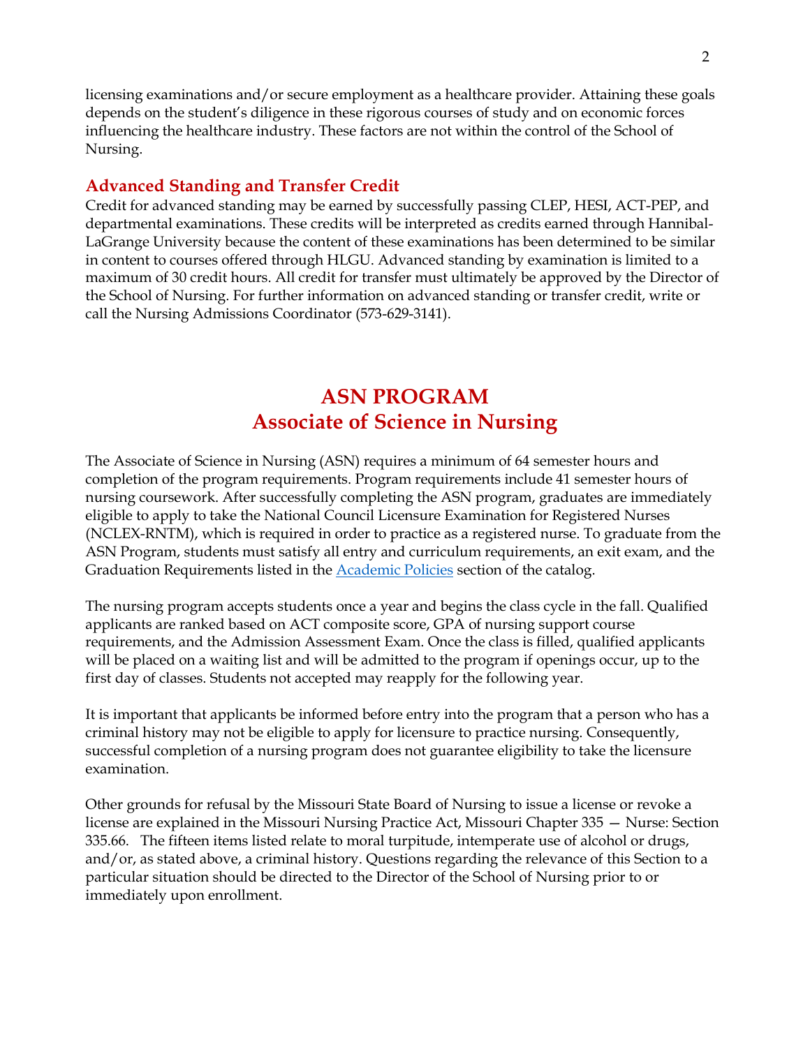licensing examinations and/or secure employment as a healthcare provider. Attaining these goals depends on the student's diligence in these rigorous courses of study and on economic forces influencing the healthcare industry. These factors are not within the control of the School of Nursing.

### Advanced Standing and Transfer Credit

Credit for advanced standing may be earned by successfully passing CLEP, HESI, ACT-PEP, and departmental examinations. These credits will be interpreted as credits earned through Hannibal-LaGrange University because the content of these examinations has been determined to be similar in content to courses offered through HLGU. Advanced standing by examination is limited to a maximum of 30 credit hours. All credit for transfer must ultimately be approved by the Director of the School of Nursing. For further information on advanced standing or transfer credit, write or call the Nursing Admissions Coordinator (573-629-3141).

## ASN PROGRAM
## Associate of Science in Nursing

The Associate of Science in Nursing (ASN) requires a minimum of 64 semester hours and completion of the program requirements. Program requirements include 41 semester hours of nursing coursework. After successfully completing the ASN program, graduates are immediately eligible to apply to take the National Council Licensure Examination for Registered Nurses (NCLEX-RNTM), which is required in order to practice as a registered nurse. To graduate from the ASN Program, students must satisfy all entry and curriculum requirements, an exit exam, and the Graduation Requirements listed in the Academic Policies section of the catalog.

The nursing program accepts students once a year and begins the class cycle in the fall. Qualified applicants are ranked based on ACT composite score, GPA of nursing support course requirements, and the Admission Assessment Exam. Once the class is filled, qualified applicants will be placed on a waiting list and will be admitted to the program if openings occur, up to the first day of classes. Students not accepted may reapply for the following year.

It is important that applicants be informed before entry into the program that a person who has a criminal history may not be eligible to apply for licensure to practice nursing. Consequently, successful completion of a nursing program does not guarantee eligibility to take the licensure examination.

Other grounds for refusal by the Missouri State Board of Nursing to issue a license or revoke a license are explained in the Missouri Nursing Practice Act, Missouri Chapter 335 — Nurse: Section 335.66. The fifteen items listed relate to moral turpitude, intemperate use of alcohol or drugs, and/or, as stated above, a criminal history. Questions regarding the relevance of this Section to a particular situation should be directed to the Director of the School of Nursing prior to or immediately upon enrollment.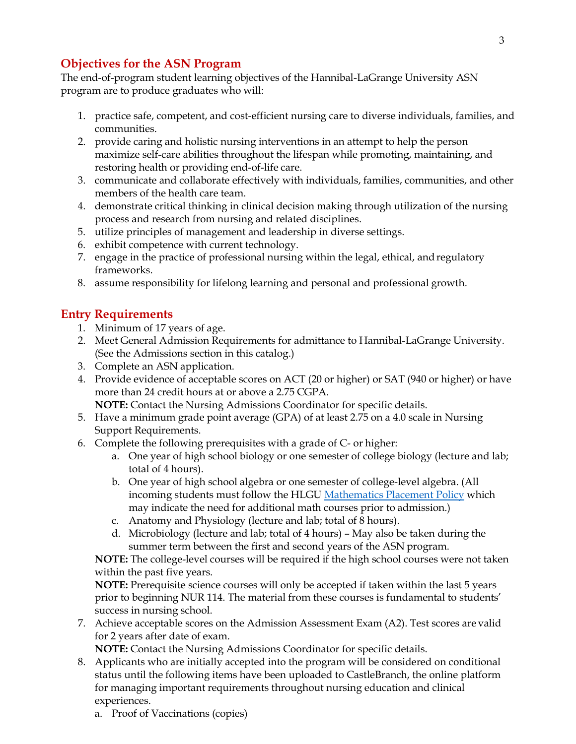## Objectives for the ASN Program

The end-of-program student learning objectives of the Hannibal-LaGrange University ASN program are to produce graduates who will:

1. practice safe, competent, and cost-efficient nursing care to diverse individuals, families, and communities.
2. provide caring and holistic nursing interventions in an attempt to help the person maximize self-care abilities throughout the lifespan while promoting, maintaining, and restoring health or providing end-of-life care.
3. communicate and collaborate effectively with individuals, families, communities, and other members of the health care team.
4. demonstrate critical thinking in clinical decision making through utilization of the nursing process and research from nursing and related disciplines.
5. utilize principles of management and leadership in diverse settings.
6. exhibit competence with current technology.
7. engage in the practice of professional nursing within the legal, ethical, and regulatory frameworks.
8. assume responsibility for lifelong learning and personal and professional growth.

## Entry Requirements

1. Minimum of 17 years of age.
2. Meet General Admission Requirements for admittance to Hannibal-LaGrange University. (See the Admissions section in this catalog.)
3. Complete an ASN application.
4. Provide evidence of acceptable scores on ACT (20 or higher) or SAT (940 or higher) or have more than 24 credit hours at or above a 2.75 CGPA.
   **NOTE:** Contact the Nursing Admissions Coordinator for specific details.
5. Have a minimum grade point average (GPA) of at least 2.75 on a 4.0 scale in Nursing Support Requirements.
6. Complete the following prerequisites with a grade of C- or higher:
   a. One year of high school biology or one semester of college biology (lecture and lab; total of 4 hours).
   b. One year of high school algebra or one semester of college-level algebra. (All incoming students must follow the HLGU Mathematics Placement Policy which may indicate the need for additional math courses prior to admission.)
   c. Anatomy and Physiology (lecture and lab; total of 8 hours).
   d. Microbiology (lecture and lab; total of 4 hours) – May also be taken during the summer term between the first and second years of the ASN program.

   **NOTE:** The college-level courses will be required if the high school courses were not taken within the past five years.
   **NOTE:** Prerequisite science courses will only be accepted if taken within the last 5 years prior to beginning NUR 114. The material from these courses is fundamental to students' success in nursing school.
7. Achieve acceptable scores on the Admission Assessment Exam (A2). Test scores are valid for 2 years after date of exam.
   **NOTE:** Contact the Nursing Admissions Coordinator for specific details.
8. Applicants who are initially accepted into the program will be considered on conditional status until the following items have been uploaded to CastleBranch, the online platform for managing important requirements throughout nursing education and clinical experiences.
   a. Proof of Vaccinations (copies)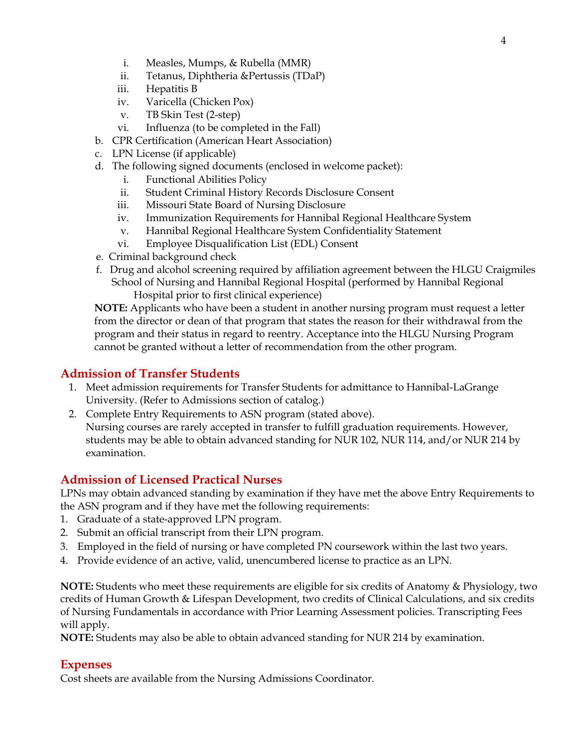i. Measles, Mumps, & Rubella (MMR)
   ii. Tetanus, Diphtheria &Pertussis (TDaP)
   iii. Hepatitis B
   iv. Varicella (Chicken Pox)
   v. TB Skin Test (2-step)
   vi. Influenza (to be completed in the Fall)

b. CPR Certification (American Heart Association)

c. LPN License (if applicable)

d. The following signed documents (enclosed in welcome packet):
   i. Functional Abilities Policy
   ii. Student Criminal History Records Disclosure Consent
   iii. Missouri State Board of Nursing Disclosure
   iv. Immunization Requirements for Hannibal Regional Healthcare System
   v. Hannibal Regional Healthcare System Confidentiality Statement
   vi. Employee Disqualification List (EDL) Consent

e. Criminal background check

f. Drug and alcohol screening required by affiliation agreement between the HLGU Craigmiles School of Nursing and Hannibal Regional Hospital (performed by Hannibal Regional Hospital prior to first clinical experience)

**NOTE:** Applicants who have been a student in another nursing program must request a letter from the director or dean of that program that states the reason for their withdrawal from the program and their status in regard to reentry. Acceptance into the HLGU Nursing Program cannot be granted without a letter of recommendation from the other program.

## Admission of Transfer Students

1. Meet admission requirements for Transfer Students for admittance to Hannibal-LaGrange University. (Refer to Admissions section of catalog.)
2. Complete Entry Requirements to ASN program (stated above).
   Nursing courses are rarely accepted in transfer to fulfill graduation requirements. However, students may be able to obtain advanced standing for NUR 102, NUR 114, and/or NUR 214 by examination.

## Admission of Licensed Practical Nurses

LPNs may obtain advanced standing by examination if they have met the above Entry Requirements to the ASN program and if they have met the following requirements:

1. Graduate of a state-approved LPN program.
2. Submit an official transcript from their LPN program.
3. Employed in the field of nursing or have completed PN coursework within the last two years.
4. Provide evidence of an active, valid, unencumbered license to practice as an LPN.

**NOTE:** Students who meet these requirements are eligible for six credits of Anatomy & Physiology, two credits of Human Growth & Lifespan Development, two credits of Clinical Calculations, and six credits of Nursing Fundamentals in accordance with Prior Learning Assessment policies. Transcripting Fees will apply.

**NOTE:** Students may also be able to obtain advanced standing for NUR 214 by examination.

## Expenses

Cost sheets are available from the Nursing Admissions Coordinator.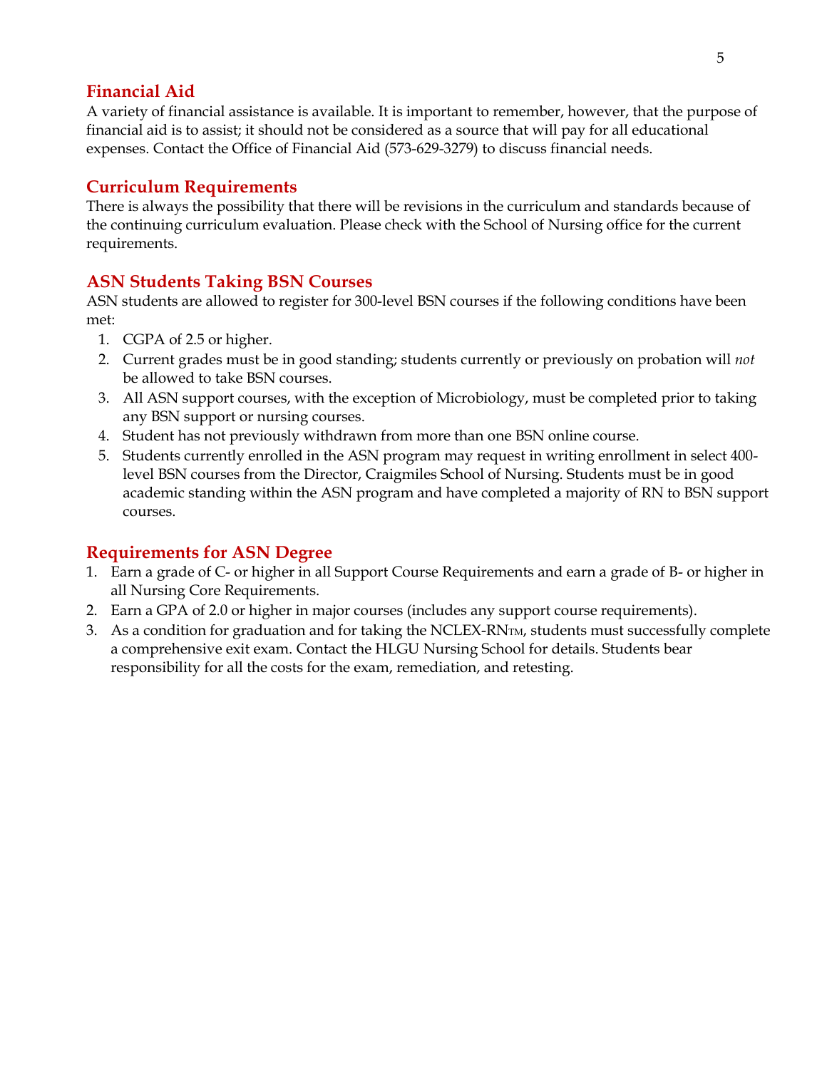## Financial Aid

A variety of financial assistance is available. It is important to remember, however, that the purpose of financial aid is to assist; it should not be considered as a source that will pay for all educational expenses. Contact the Office of Financial Aid (573-629-3279) to discuss financial needs.

## Curriculum Requirements

There is always the possibility that there will be revisions in the curriculum and standards because of the continuing curriculum evaluation. Please check with the School of Nursing office for the current requirements.

## ASN Students Taking BSN Courses

ASN students are allowed to register for 300-level BSN courses if the following conditions have been met:

1. CGPA of 2.5 or higher.
2. Current grades must be in good standing; students currently or previously on probation will *not* be allowed to take BSN courses.
3. All ASN support courses, with the exception of Microbiology, must be completed prior to taking any BSN support or nursing courses.
4. Student has not previously withdrawn from more than one BSN online course.
5. Students currently enrolled in the ASN program may request in writing enrollment in select 400-level BSN courses from the Director, Craigmiles School of Nursing. Students must be in good academic standing within the ASN program and have completed a majority of RN to BSN support courses.

## Requirements for ASN Degree

1. Earn a grade of C- or higher in all Support Course Requirements and earn a grade of B- or higher in all Nursing Core Requirements.
2. Earn a GPA of 2.0 or higher in major courses (includes any support course requirements).
3. As a condition for graduation and for taking the NCLEX-RN™, students must successfully complete a comprehensive exit exam. Contact the HLGU Nursing School for details. Students bear responsibility for all the costs for the exam, remediation, and retesting.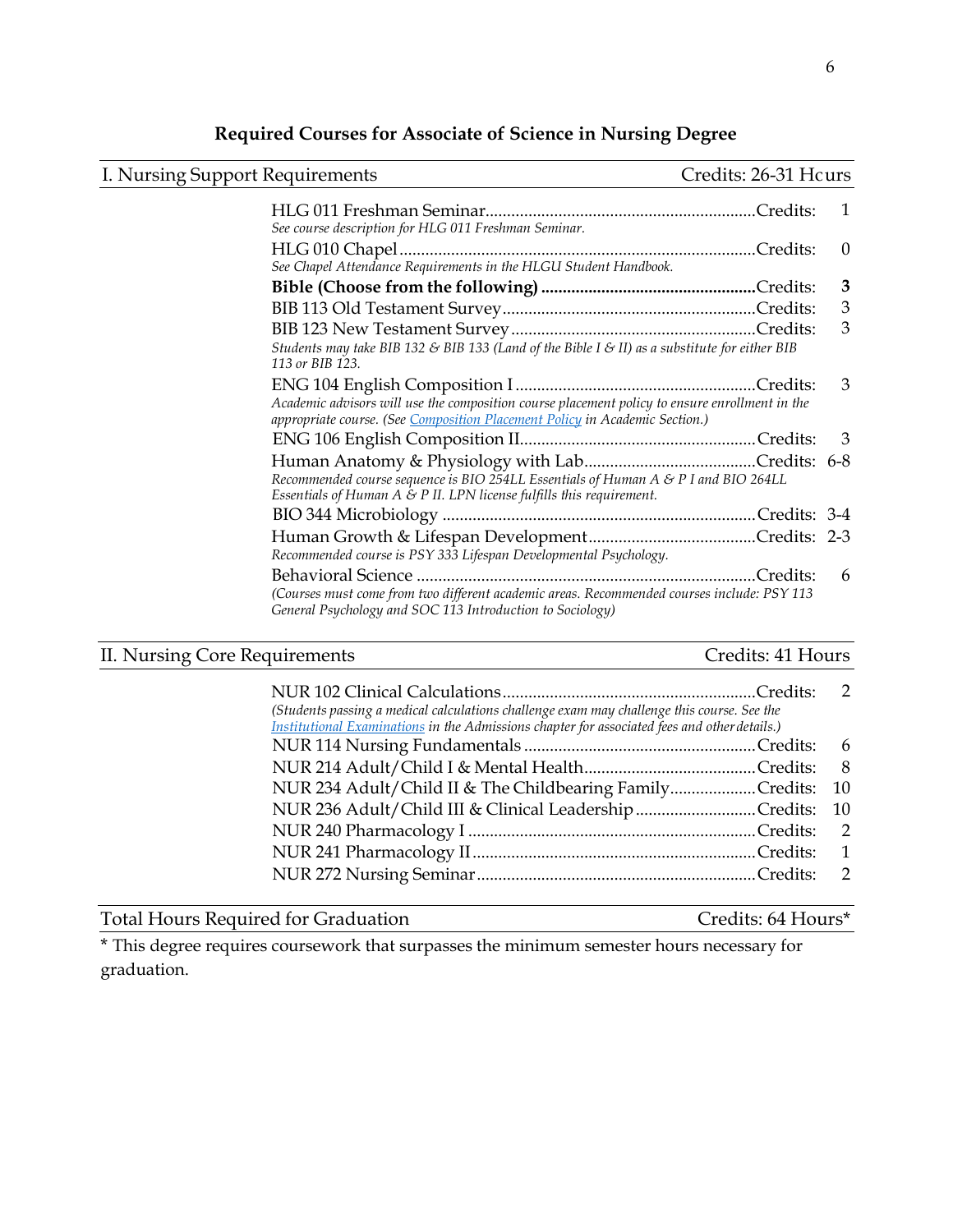## Required Courses for Associate of Science in Nursing Degree

| I. Nursing Support Requirements | Credits: 26-31 Hours |
|---|---|
| HLG 011 Freshman Seminar | Credits: 1 |
| *See course description for HLG 011 Freshman Seminar.* | |
| HLG 010 Chapel | Credits: 0 |
| *See Chapel Attendance Requirements in the HLGU Student Handbook.* | |
| **Bible (Choose from the following)** | Credits: **3** |
| BIB 113 Old Testament Survey | Credits: 3 |
| BIB 123 New Testament Survey | Credits: 3 |
| *Students may take BIB 132 & BIB 133 (Land of the Bible I & II) as a substitute for either BIB 113 or BIB 123.* | |
| ENG 104 English Composition I | Credits: 3 |
| *Academic advisors will use the composition course placement policy to ensure enrollment in the appropriate course. (See Composition Placement Policy in Academic Section.)* | |
| ENG 106 English Composition II | Credits: 3 |
| Human Anatomy & Physiology with Lab | Credits: 6-8 |
| *Recommended course sequence is BIO 254LL Essentials of Human A & P I and BIO 264LL Essentials of Human A & P II. LPN license fulfills this requirement.* | |
| BIO 344 Microbiology | Credits: 3-4 |
| Human Growth & Lifespan Development | Credits: 2-3 |
| *Recommended course is PSY 333 Lifespan Developmental Psychology.* | |
| Behavioral Science | Credits: 6 |
| *(Courses must come from two different academic areas. Recommended courses include: PSY 113 General Psychology and SOC 113 Introduction to Sociology)* | |

| II. Nursing Core Requirements | Credits: 41 Hours |
|---|---|
| NUR 102 Clinical Calculations | Credits: 2 |
| *(Students passing a medical calculations challenge exam may challenge this course. See the Institutional Examinations in the Admissions chapter for associated fees and other details.)* | |
| NUR 114 Nursing Fundamentals | Credits: 6 |
| NUR 214 Adult/Child I & Mental Health | Credits: 8 |
| NUR 234 Adult/Child II & The Childbearing Family | Credits: 10 |
| NUR 236 Adult/Child III & Clinical Leadership | Credits: 10 |
| NUR 240 Pharmacology I | Credits: 2 |
| NUR 241 Pharmacology II | Credits: 1 |
| NUR 272 Nursing Seminar | Credits: 2 |

| Total Hours Required for Graduation | Credits: 64 Hours* |
|---|---|

* This degree requires coursework that surpasses the minimum semester hours necessary for graduation.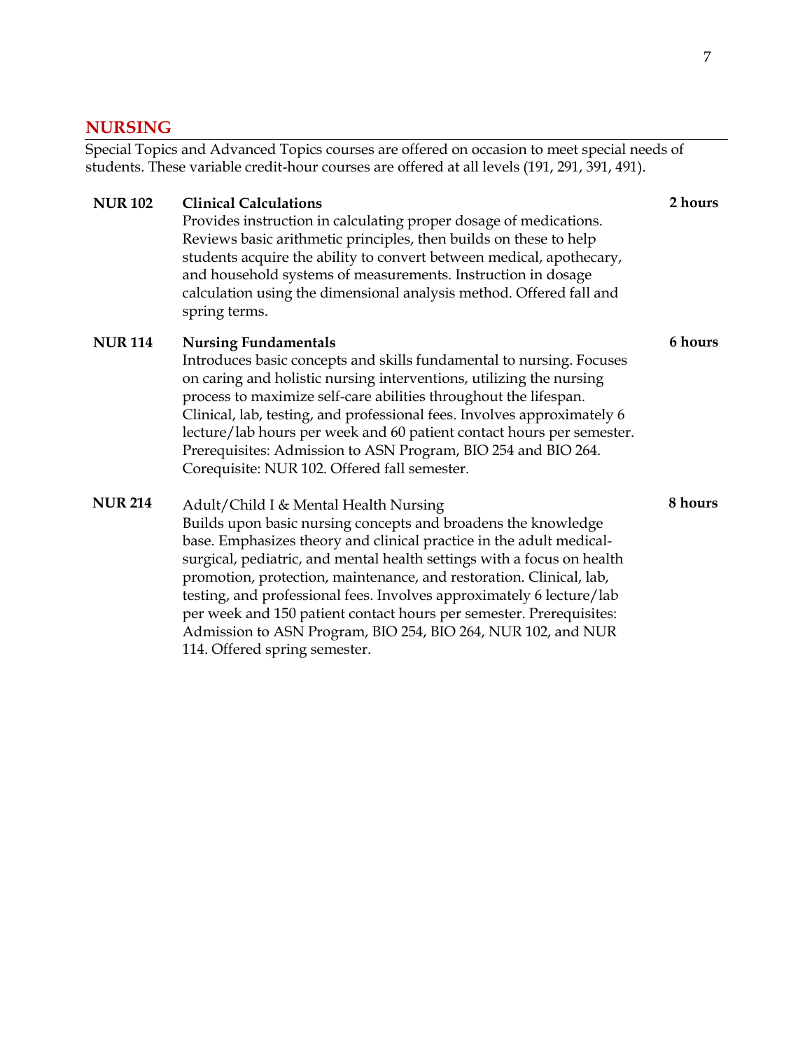## NURSING

Special Topics and Advanced Topics courses are offered on occasion to meet special needs of students. These variable credit-hour courses are offered at all levels (191, 291, 391, 491).

**NUR 102** **Clinical Calculations** **2 hours**

Provides instruction in calculating proper dosage of medications. Reviews basic arithmetic principles, then builds on these to help students acquire the ability to convert between medical, apothecary, and household systems of measurements. Instruction in dosage calculation using the dimensional analysis method. Offered fall and spring terms.

**NUR 114** **Nursing Fundamentals** **6 hours**

Introduces basic concepts and skills fundamental to nursing. Focuses on caring and holistic nursing interventions, utilizing the nursing process to maximize self-care abilities throughout the lifespan. Clinical, lab, testing, and professional fees. Involves approximately 6 lecture/lab hours per week and 60 patient contact hours per semester. Prerequisites: Admission to ASN Program, BIO 254 and BIO 264. Corequisite: NUR 102. Offered fall semester.

**NUR 214** Adult/Child I & Mental Health Nursing **8 hours**

Builds upon basic nursing concepts and broadens the knowledge base. Emphasizes theory and clinical practice in the adult medical-surgical, pediatric, and mental health settings with a focus on health promotion, protection, maintenance, and restoration. Clinical, lab, testing, and professional fees. Involves approximately 6 lecture/lab per week and 150 patient contact hours per semester. Prerequisites: Admission to ASN Program, BIO 254, BIO 264, NUR 102, and NUR 114. Offered spring semester.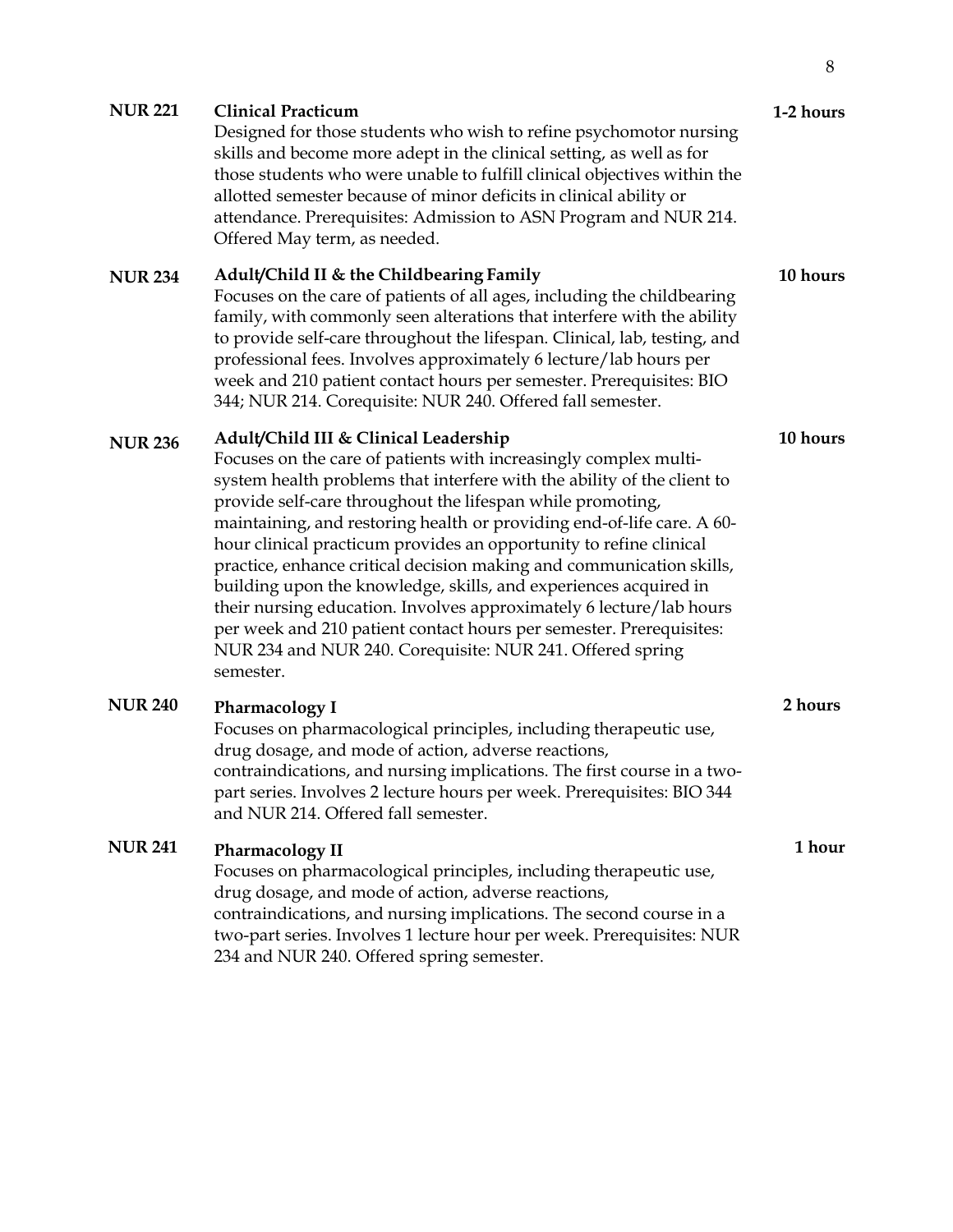**NUR 221** **Clinical Practicum** **1-2 hours**

Designed for those students who wish to refine psychomotor nursing skills and become more adept in the clinical setting, as well as for those students who were unable to fulfill clinical objectives within the allotted semester because of minor deficits in clinical ability or attendance. Prerequisites: Admission to ASN Program and NUR 214. Offered May term, as needed.

**NUR 234** **Adult/Child II & the Childbearing Family** **10 hours**

Focuses on the care of patients of all ages, including the childbearing family, with commonly seen alterations that interfere with the ability to provide self-care throughout the lifespan. Clinical, lab, testing, and professional fees. Involves approximately 6 lecture/lab hours per week and 210 patient contact hours per semester. Prerequisites: BIO 344; NUR 214. Corequisite: NUR 240. Offered fall semester.

**NUR 236** **Adult/Child III & Clinical Leadership** **10 hours**

Focuses on the care of patients with increasingly complex multi-system health problems that interfere with the ability of the client to provide self-care throughout the lifespan while promoting, maintaining, and restoring health or providing end-of-life care. A 60-hour clinical practicum provides an opportunity to refine clinical practice, enhance critical decision making and communication skills, building upon the knowledge, skills, and experiences acquired in their nursing education. Involves approximately 6 lecture/lab hours per week and 210 patient contact hours per semester. Prerequisites: NUR 234 and NUR 240. Corequisite: NUR 241. Offered spring semester.

**NUR 240** **Pharmacology I** **2 hours**

Focuses on pharmacological principles, including therapeutic use, drug dosage, and mode of action, adverse reactions, contraindications, and nursing implications. The first course in a two-part series. Involves 2 lecture hours per week. Prerequisites: BIO 344 and NUR 214. Offered fall semester.

**NUR 241** **Pharmacology II** **1 hour**

Focuses on pharmacological principles, including therapeutic use, drug dosage, and mode of action, adverse reactions, contraindications, and nursing implications. The second course in a two-part series. Involves 1 lecture hour per week. Prerequisites: NUR 234 and NUR 240. Offered spring semester.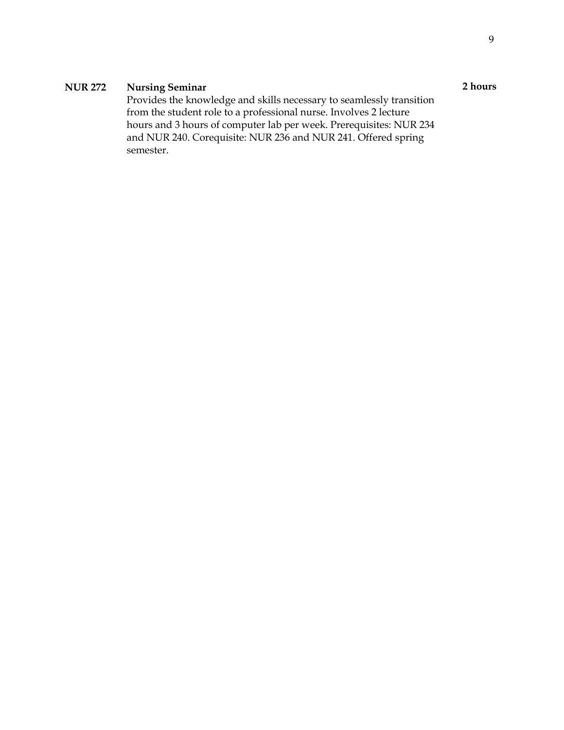**NUR 272 Nursing Seminar 2 hours**

Provides the knowledge and skills necessary to seamlessly transition from the student role to a professional nurse. Involves 2 lecture hours and 3 hours of computer lab per week. Prerequisites: NUR 234 and NUR 240. Corequisite: NUR 236 and NUR 241. Offered spring semester.